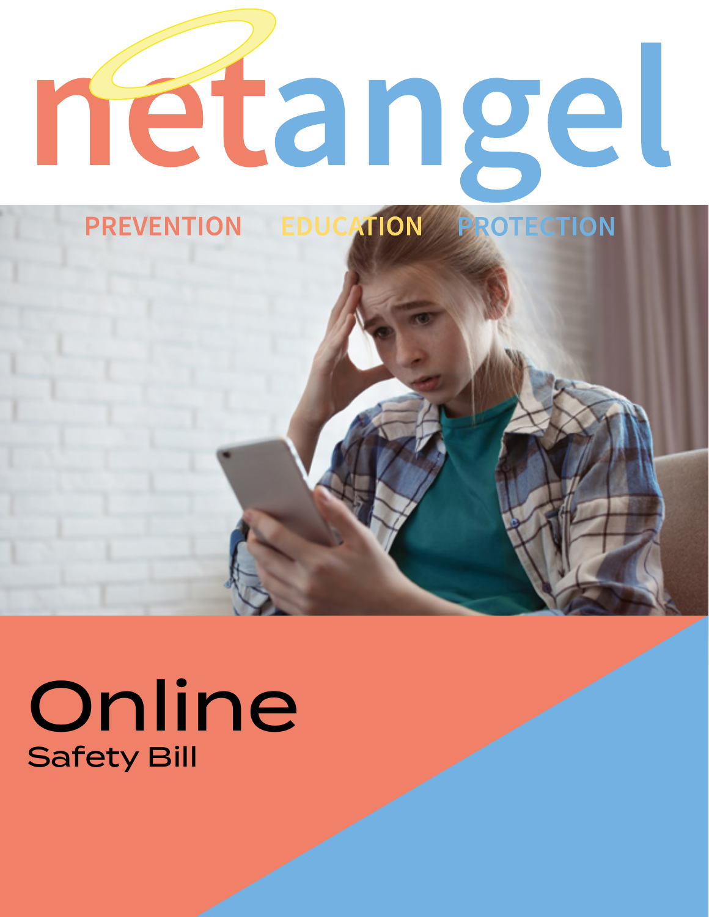# netangel

PREVENTION EDUCATION PROTECTION

# Online

## Safety Bill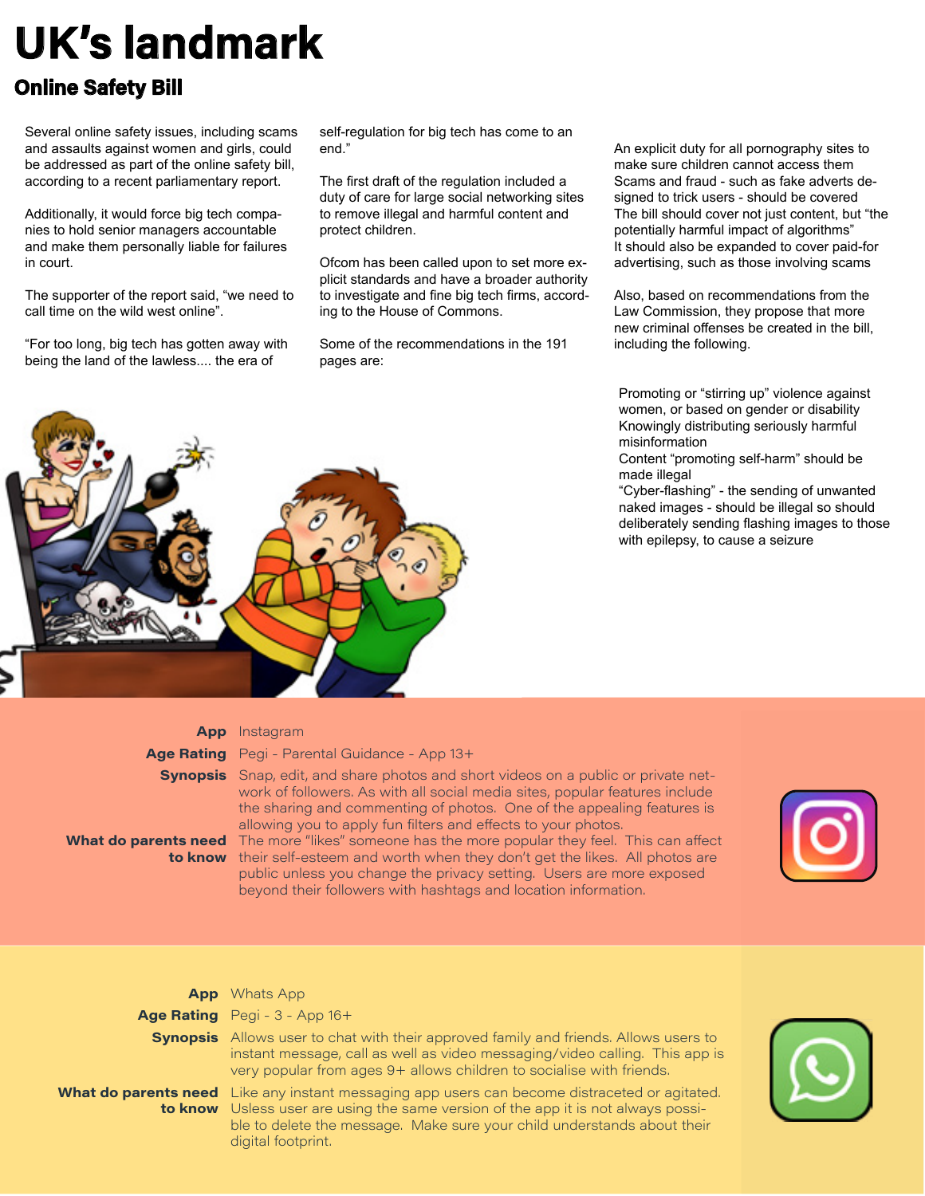# UK's landmark

## Online Safety Bill

Several online safety issues, including scams and assaults against women and girls, could be addressed as part of the online safety bill, according to a recent parliamentary report.

Additionally, it would force big tech companies to hold senior managers accountable and make them personally liable for failures in court.

The supporter of the report said, "we need to call time on the wild west online".

"For too long, big tech has gotten away with being the land of the lawless.... the era of self-regulation for big tech has come to an end."

The first draft of the regulation included a duty of care for large social networking sites to remove illegal and harmful content and protect children.

Ofcom has been called upon to set more explicit standards and have a broader authority to investigate and fine big tech firms, according to the House of Commons.

Some of the recommendations in the 191 pages are:

An explicit duty for all pornography sites to make sure children cannot access them
Scams and fraud - such as fake adverts designed to trick users - should be covered
The bill should cover not just content, but "the potentially harmful impact of algorithms"
It should also be expanded to cover paid-for advertising, such as those involving scams

Also, based on recommendations from the Law Commission, they propose that more new criminal offenses be created in the bill, including the following.

Promoting or "stirring up" violence against women, or based on gender or disability
Knowingly distributing seriously harmful misinformation
Content "promoting self-harm" should be made illegal
"Cyber-flashing" - the sending of unwanted naked images - should be illegal so should deliberately sending flashing images to those with epilepsy, to cause a seizure

**App** Instagram

**Age Rating** Pegi - Parental Guidance - App 13+

**Synopsis** Snap, edit, and share photos and short videos on a public or private network of followers. As with all social media sites, popular features include the sharing and commenting of photos. One of the appealing features is allowing you to apply fun filters and effects to your photos.

**What do parents need to know** The more "likes" someone has the more popular they feel. This can affect their self-esteem and worth when they don't get the likes. All photos are public unless you change the privacy setting. Users are more exposed beyond their followers with hashtags and location information.

**App** Whats App

**Age Rating** Pegi - 3 - App 16+

**Synopsis** Allows user to chat with their approved family and friends. Allows users to instant message, call as well as video messaging/video calling. This app is very popular from ages 9+ allows children to socialise with friends.

**What do parents need to know** Like any instant messaging app users can become distraceted or agitated. Usless user are using the same version of the app it is not always possible to delete the message. Make sure your child understands about their digital footprint.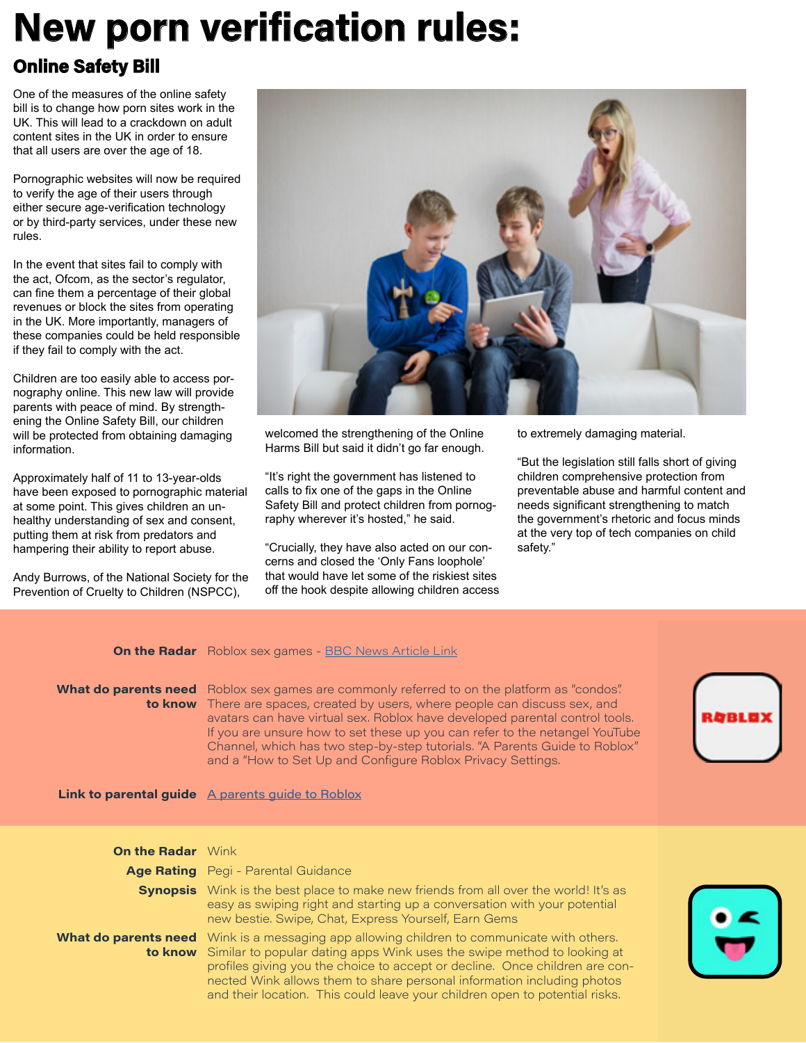# New porn verification rules:

## Online Safety Bill

One of the measures of the online safety bill is to change how porn sites work in the UK. This will lead to a crackdown on adult content sites in the UK in order to ensure that all users are over the age of 18.

Pornographic websites will now be required to verify the age of their users through either secure age-verification technology or by third-party services, under these new rules.

In the event that sites fail to comply with the act, Ofcom, as the sector's regulator, can fine them a percentage of their global revenues or block the sites from operating in the UK. More importantly, managers of these companies could be held responsible if they fail to comply with the act.

Children are too easily able to access pornography online. This new law will provide parents with peace of mind. By strengthening the Online Safety Bill, our children will be protected from obtaining damaging information.

Approximately half of 11 to 13-year-olds have been exposed to pornographic material at some point. This gives children an unhealthy understanding of sex and consent, putting them at risk from predators and hampering their ability to report abuse.

Andy Burrows, of the National Society for the Prevention of Cruelty to Children (NSPCC), welcomed the strengthening of the Online Harms Bill but said it didn't go far enough.

"It's right the government has listened to calls to fix one of the gaps in the Online Safety Bill and protect children from pornography wherever it's hosted," he said.

"Crucially, they have also acted on our concerns and closed the 'Only Fans loophole' that would have let some of the riskiest sites off the hook despite allowing children access to extremely damaging material.

"But the legislation still falls short of giving children comprehensive protection from preventable abuse and harmful content and needs significant strengthening to match the government's rhetoric and focus minds at the very top of tech companies on child safety."

---

**On the Radar** Roblox sex games - [BBC News Article Link]

**What do parents need to know** Roblox sex games are commonly referred to on the platform as "condos". There are spaces, created by users, where people can discuss sex, and avatars can have virtual sex. Roblox have developed parental control tools. If you are unsure how to set these up you can refer to the netangel YouTube Channel, which has two step-by-step tutorials. "A Parents Guide to Roblox" and a "How to Set Up and Configure Roblox Privacy Settings.

**Link to parental guide** [A parents guide to Roblox]

---

**On the Radar** Wink

**Age Rating** Pegi - Parental Guidance

**Synopsis** Wink is the best place to make new friends from all over the world! It's as easy as swiping right and starting up a conversation with your potential new bestie. Swipe, Chat, Express Yourself, Earn Gems

**What do parents need to know** Wink is a messaging app allowing children to communicate with others. Similar to popular dating apps Wink uses the swipe method to looking at profiles giving you the choice to accept or decline. Once children are connected Wink allows them to share personal information including photos and their location. This could leave your children open to potential risks.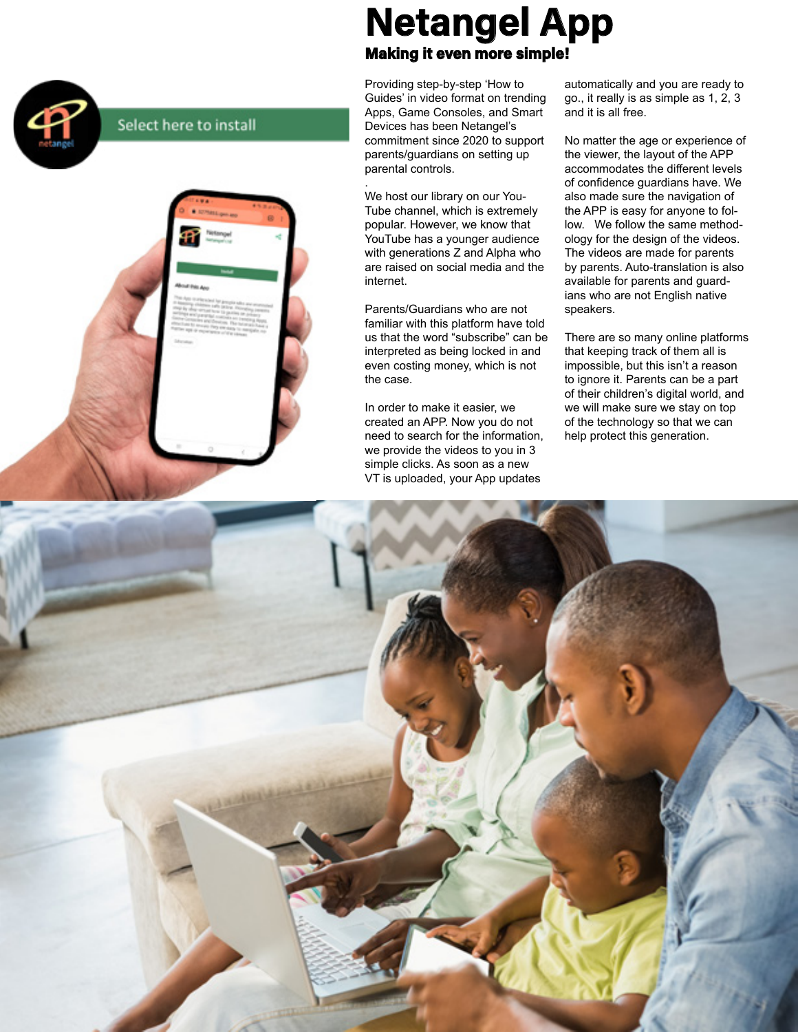# Netangel App

## Making it even more simple!

Select here to install

Providing step-by-step 'How to Guides' in video format on trending Apps, Game Consoles, and Smart Devices has been Netangel's commitment since 2020 to support parents/guardians on setting up parental controls.

We host our library on our YouTube channel, which is extremely popular. However, we know that YouTube has a younger audience with generations Z and Alpha who are raised on social media and the internet.

Parents/Guardians who are not familiar with this platform have told us that the word "subscribe" can be interpreted as being locked in and even costing money, which is not the case.

In order to make it easier, we created an APP. Now you do not need to search for the information, we provide the videos to you in 3 simple clicks. As soon as a new VT is uploaded, your App updates automatically and you are ready to go., it really is as simple as 1, 2, 3 and it is all free.

No matter the age or experience of the viewer, the layout of the APP accommodates the different levels of confidence guardians have. We also made sure the navigation of the APP is easy for anyone to follow. We follow the same methodology for the design of the videos. The videos are made for parents by parents. Auto-translation is also available for parents and guardians who are not English native speakers.

There are so many online platforms that keeping track of them all is impossible, but this isn't a reason to ignore it. Parents can be a part of their children's digital world, and we will make sure we stay on top of the technology so that we can help protect this generation.